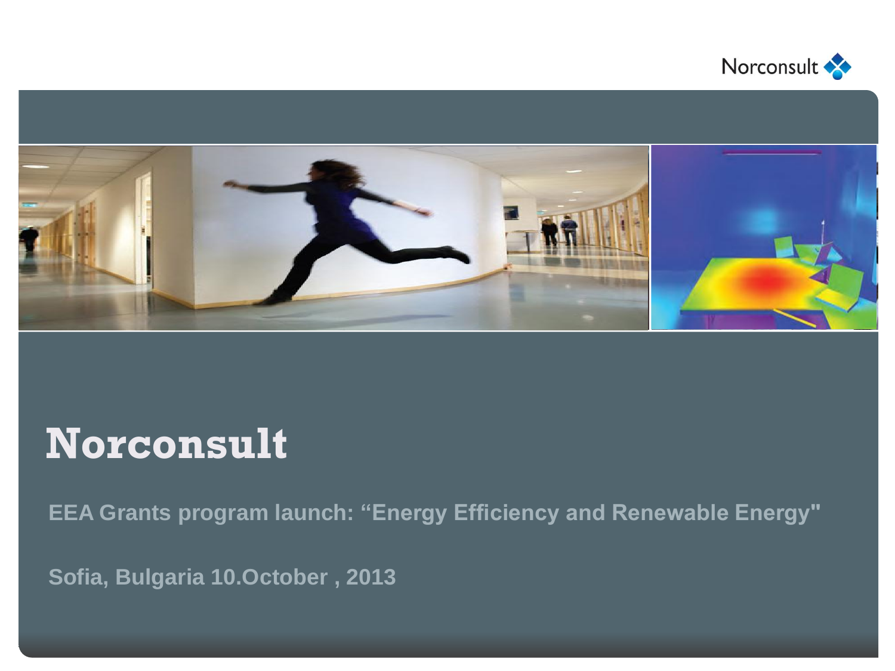# Norconsult

**EEA Grants program launch: "Energy Efficiency and Renewable Energy"**

**Sofia, Bulgaria 10.October , 2013**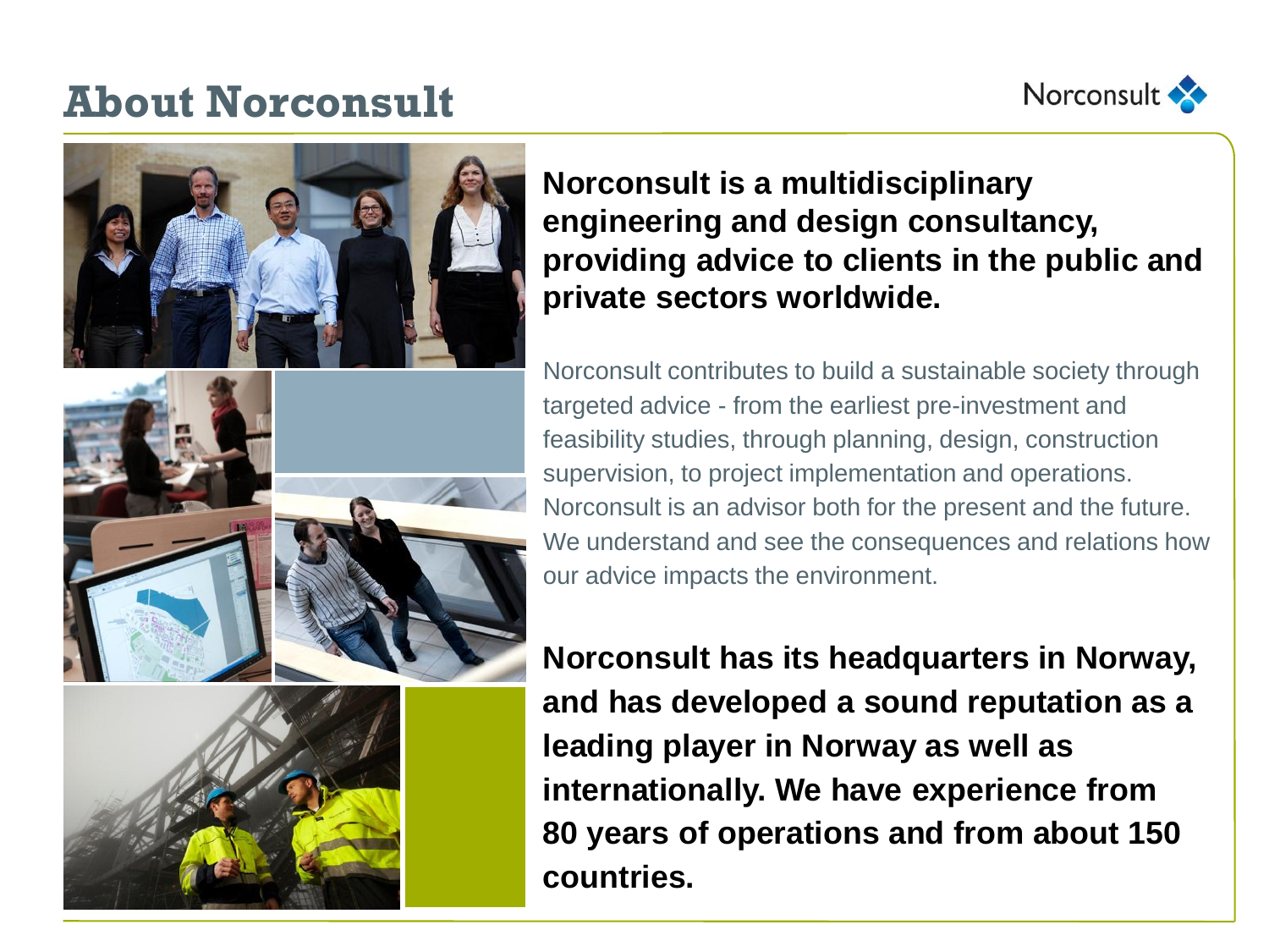# About Norconsult

**Norconsult is a multidisciplinary engineering and design consultancy, providing advice to clients in the public and private sectors worldwide.**

Norconsult contributes to build a sustainable society through targeted advice - from the earliest pre-investment and feasibility studies, through planning, design, construction supervision, to project implementation and operations. Norconsult is an advisor both for the present and the future. We understand and see the consequences and relations how our advice impacts the environment.

**Norconsult has its headquarters in Norway, and has developed a sound reputation as a leading player in Norway as well as internationally. We have experience from 80 years of operations and from about 150 countries.**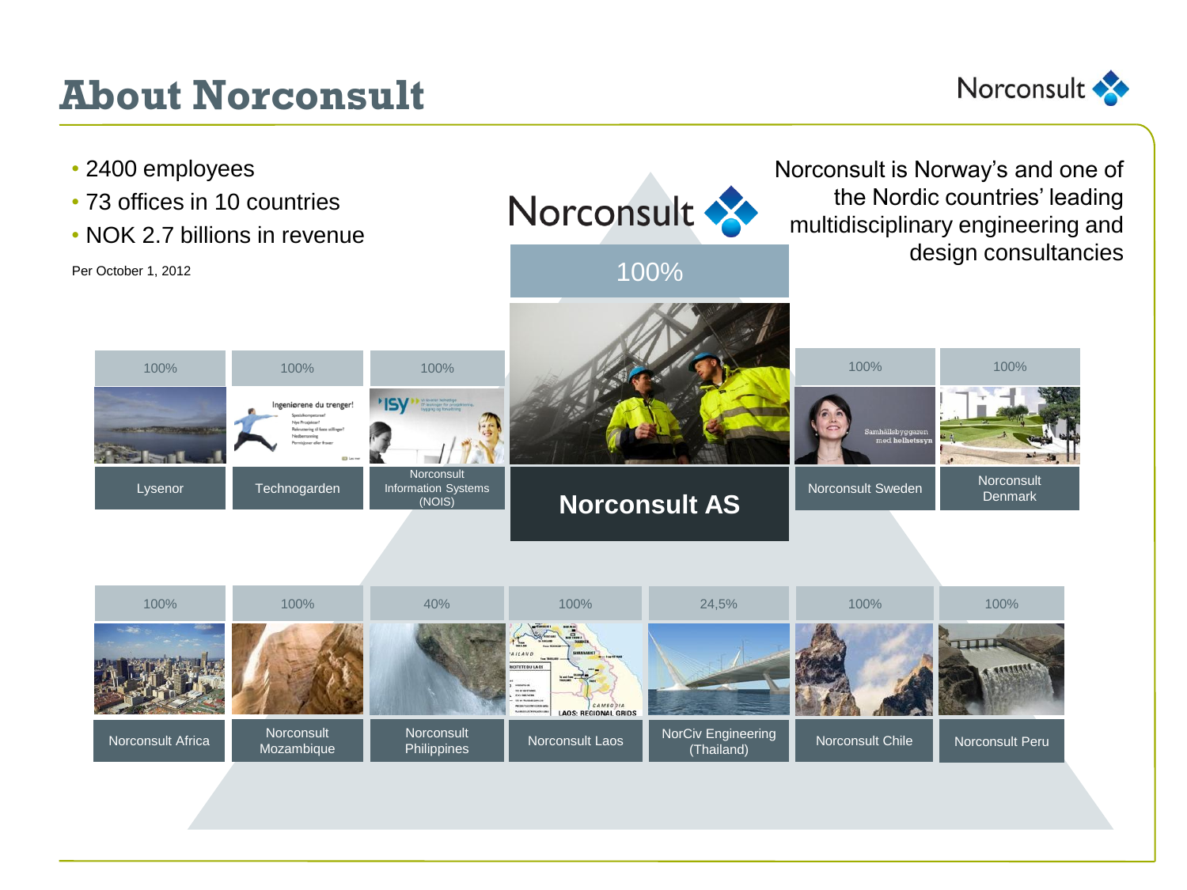# About Norconsult

- 2400 employees
- 73 offices in 10 countries
- NOK 2.7 billions in revenue

Per October 1, 2012

Norconsult is Norway's and one of the Nordic countries' leading multidisciplinary engineering and design consultancies

Norconsult

100%

**Norconsult AS**

| Company | Ownership |
| --- | --- |
| Lysenor | 100% |
| Technogarden | 100% |
| Norconsult Information Systems (NOIS) | 100% |
| Norconsult Sweden | 100% |
| Norconsult Denmark | 100% |
| Norconsult Africa | 100% |
| Norconsult Mozambique | 100% |
| Norconsult Philippines | 40% |
| Norconsult Laos | 100% |
| NorCiv Engineering (Thailand) | 24,5% |
| Norconsult Chile | 100% |
| Norconsult Peru | 100% |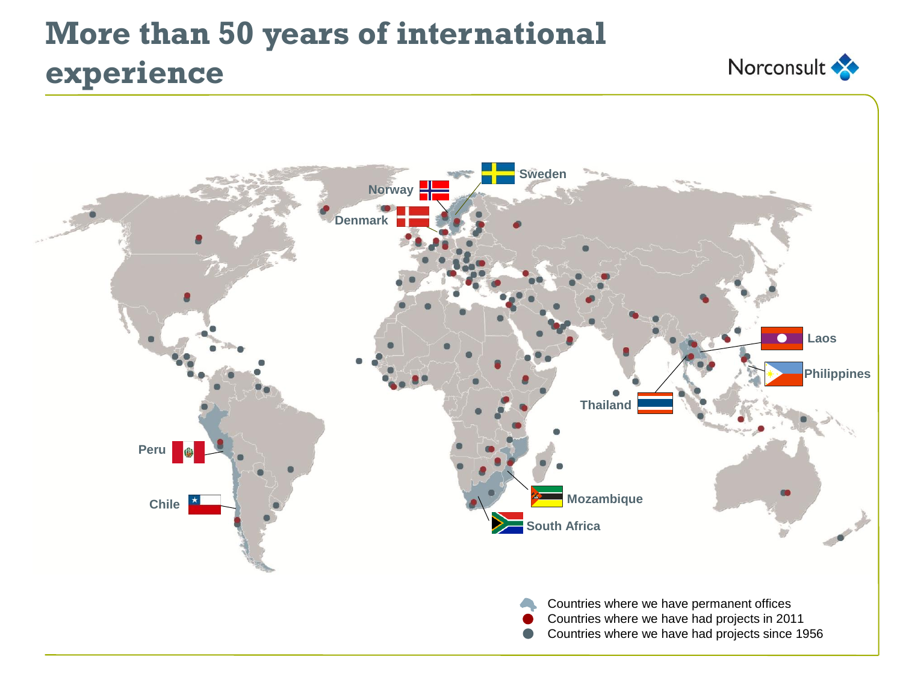# More than 50 years of international experience

Norconsult

Sweden

Norway

Denmark

Laos

Philippines

Thailand

Peru

Chile

Mozambique

South Africa

- Countries where we have permanent offices
- Countries where we have had projects in 2011
- Countries where we have had projects since 1956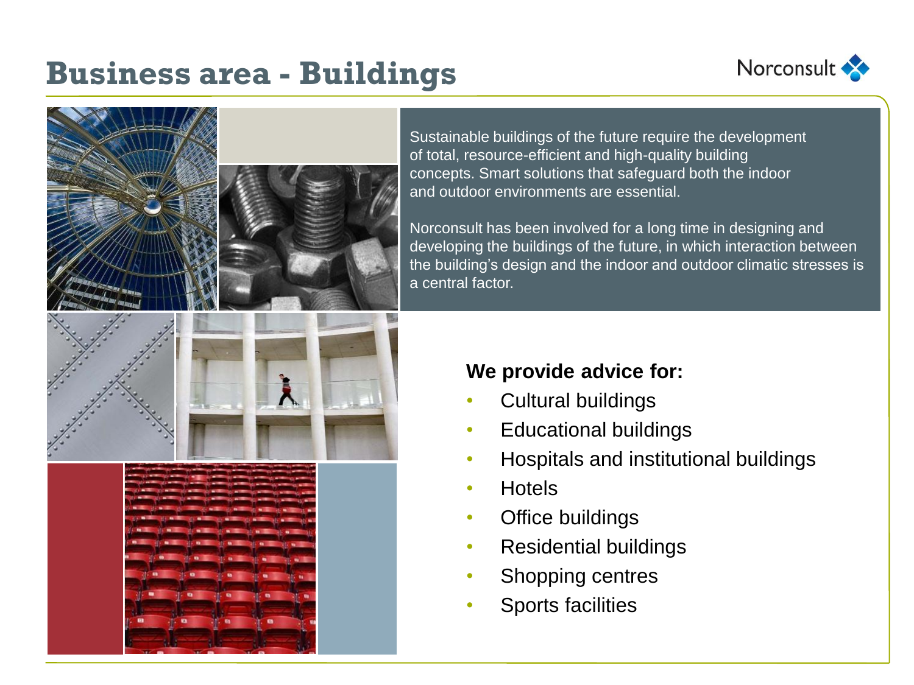# Business area - Buildings

Sustainable buildings of the future require the development of total, resource-efficient and high-quality building concepts. Smart solutions that safeguard both the indoor and outdoor environments are essential.

Norconsult has been involved for a long time in designing and developing the buildings of the future, in which interaction between the building's design and the indoor and outdoor climatic stresses is a central factor.

**We provide advice for:**

- Cultural buildings
- Educational buildings
- Hospitals and institutional buildings
- Hotels
- Office buildings
- Residential buildings
- Shopping centres
- Sports facilities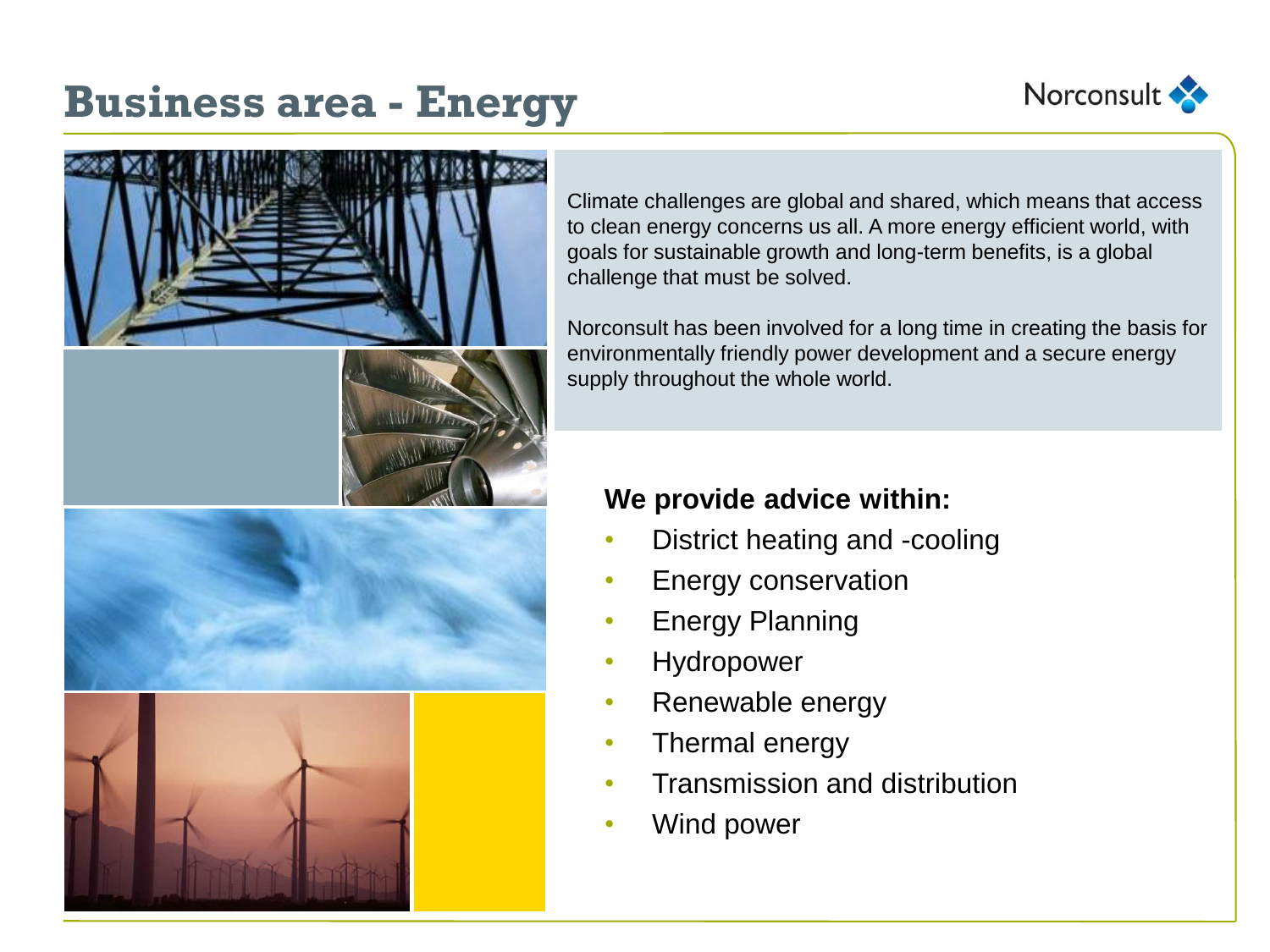# Business area - Energy

Norconsult

Climate challenges are global and shared, which means that access to clean energy concerns us all. A more energy efficient world, with goals for sustainable growth and long-term benefits, is a global challenge that must be solved.

Norconsult has been involved for a long time in creating the basis for environmentally friendly power development and a secure energy supply throughout the whole world.

**We provide advice within:**

- District heating and -cooling
- Energy conservation
- Energy Planning
- Hydropower
- Renewable energy
- Thermal energy
- Transmission and distribution
- Wind power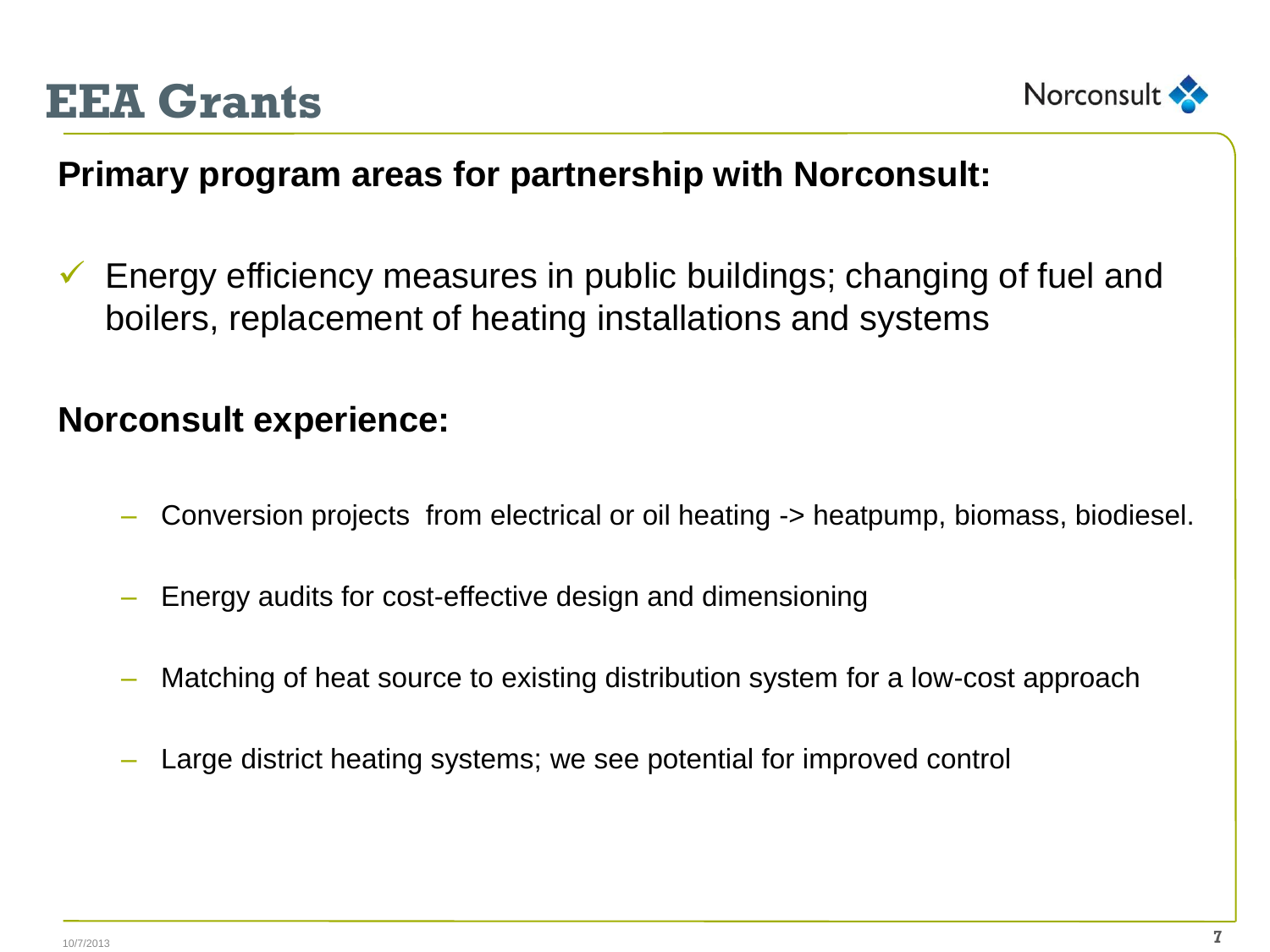# EEA Grants

**Primary program areas for partnership with Norconsult:**

- ✓ Energy efficiency measures in public buildings; changing of fuel and boilers, replacement of heating installations and systems

**Norconsult experience:**

- Conversion projects  from electrical or oil heating -> heatpump, biomass, biodiesel.
- Energy audits for cost-effective design and dimensioning
- Matching of heat source to existing distribution system for a low-cost approach
- Large district heating systems; we see potential for improved control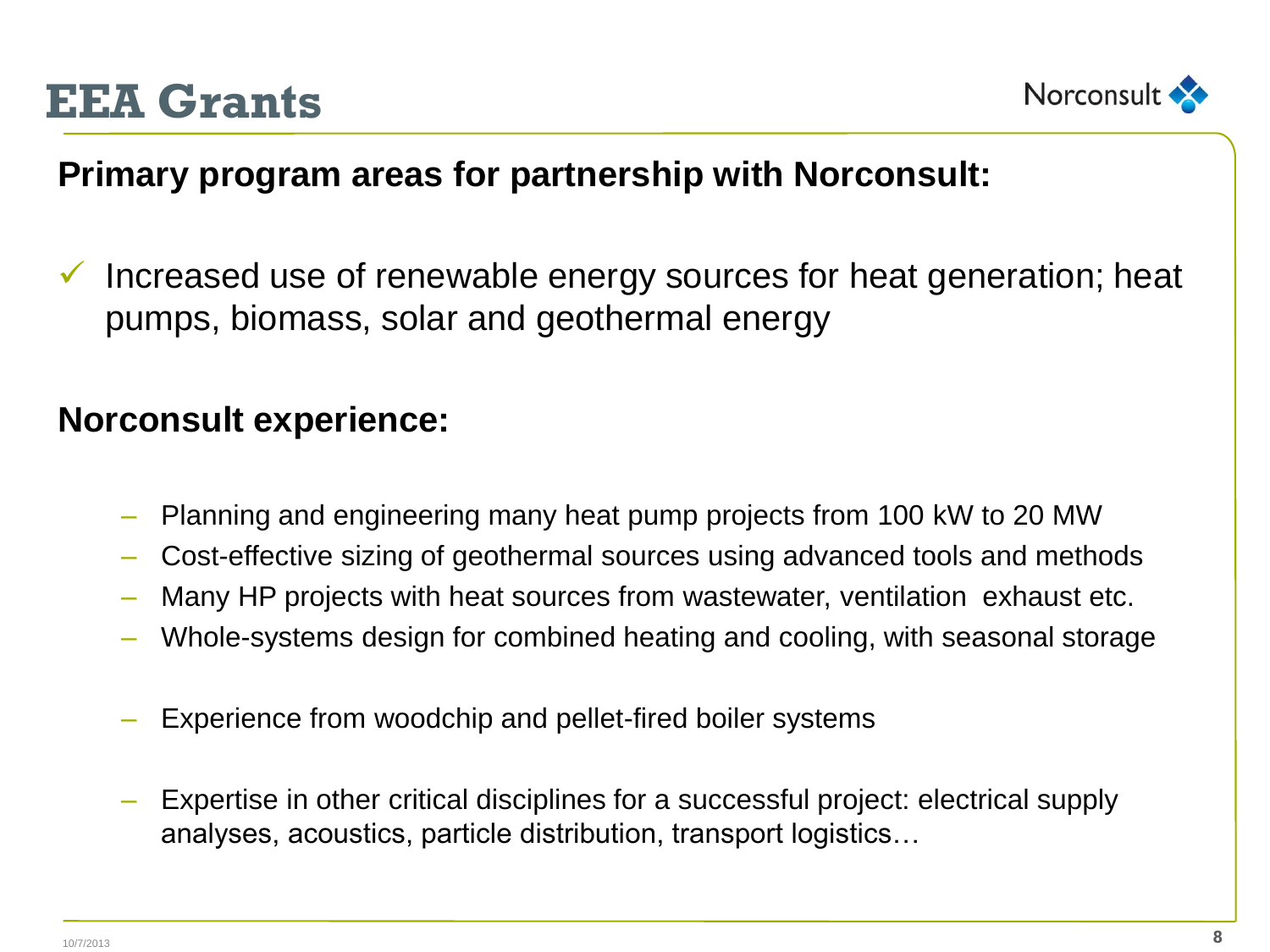# EEA Grants

**Primary program areas for partnership with Norconsult:**

- ✓ Increased use of renewable energy sources for heat generation; heat pumps, biomass, solar and geothermal energy

**Norconsult experience:**

- Planning and engineering many heat pump projects from 100 kW to 20 MW
- Cost-effective sizing of geothermal sources using advanced tools and methods
- Many HP projects with heat sources from wastewater, ventilation exhaust etc.
- Whole-systems design for combined heating and cooling, with seasonal storage
- Experience from woodchip and pellet-fired boiler systems
- Expertise in other critical disciplines for a successful project: electrical supply analyses, acoustics, particle distribution, transport logistics…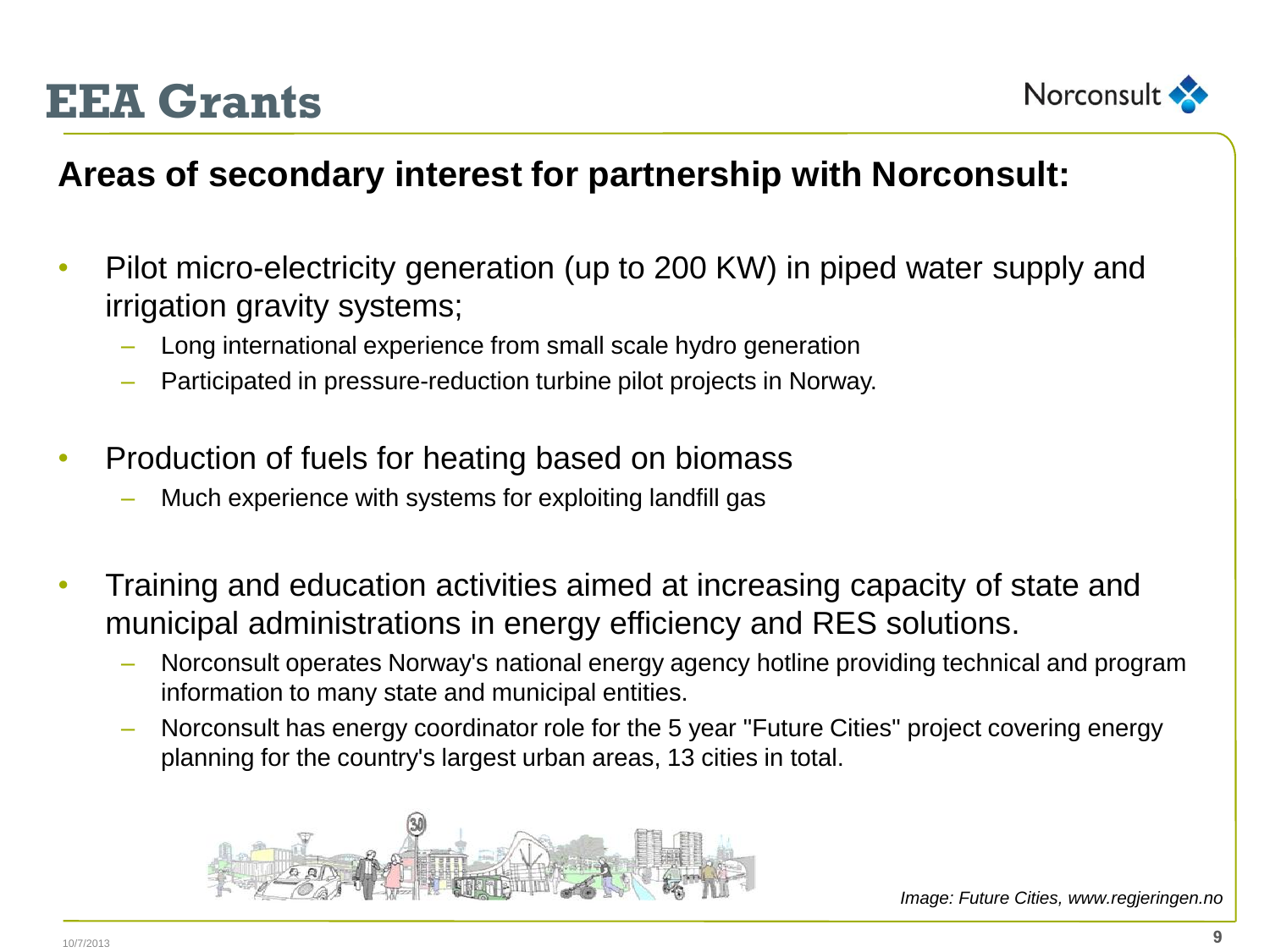# EEA Grants

## Areas of secondary interest for partnership with Norconsult:

- Pilot micro-electricity generation (up to 200 KW) in piped water supply and irrigation gravity systems;
  - Long international experience from small scale hydro generation
  - Participated in pressure-reduction turbine pilot projects in Norway.
- Production of fuels for heating based on biomass
  - Much experience with systems for exploiting landfill gas
- Training and education activities aimed at increasing capacity of state and municipal administrations in energy efficiency and RES solutions.
  - Norconsult operates Norway's national energy agency hotline providing technical and program information to many state and municipal entities.
  - Norconsult has energy coordinator role for the 5 year "Future Cities" project covering energy planning for the country's largest urban areas, 13 cities in total.

*Image: Future Cities, www.regjeringen.no*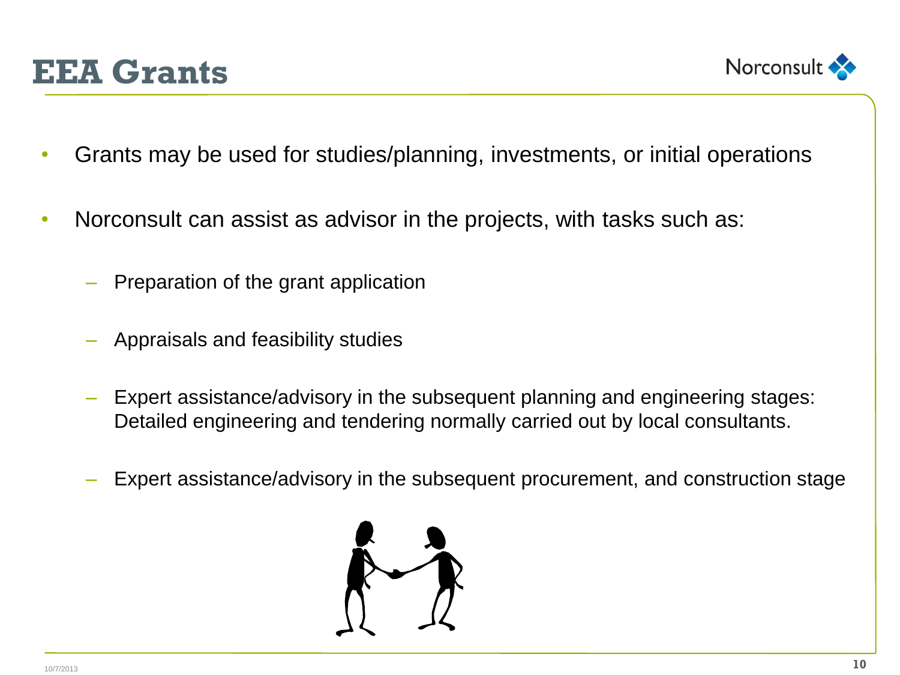# EEA Grants

- Grants may be used for studies/planning, investments, or initial operations
- Norconsult can assist as advisor in the projects, with tasks such as:
  - Preparation of the grant application
  - Appraisals and feasibility studies
  - Expert assistance/advisory in the subsequent planning and engineering stages: Detailed engineering and tendering normally carried out by local consultants.
  - Expert assistance/advisory in the subsequent procurement, and construction stage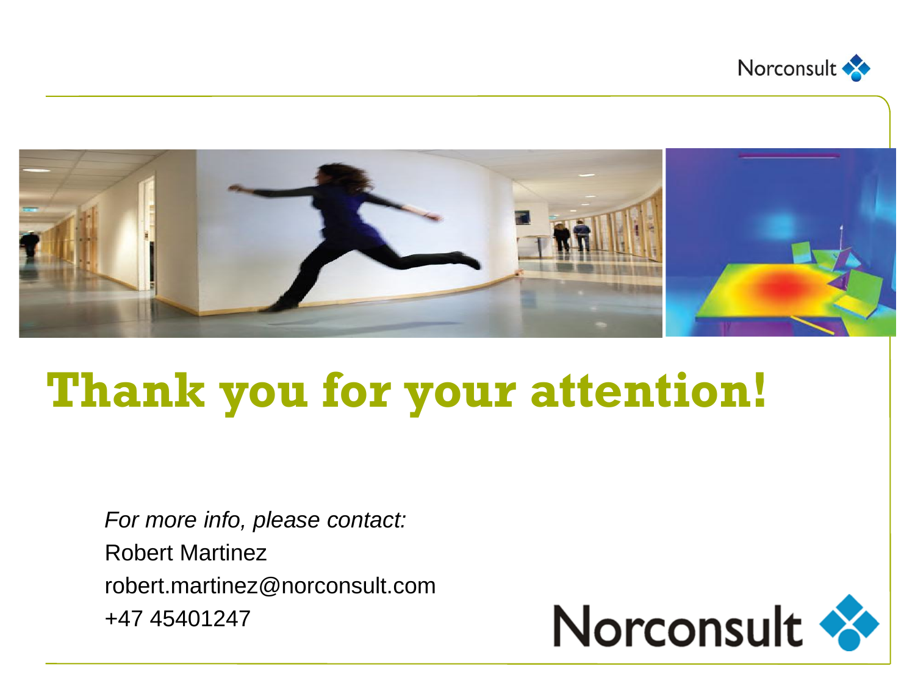# Thank you for your attention!

*For more info, please contact:*

Robert Martinez

robert.martinez@norconsult.com

+47 45401247